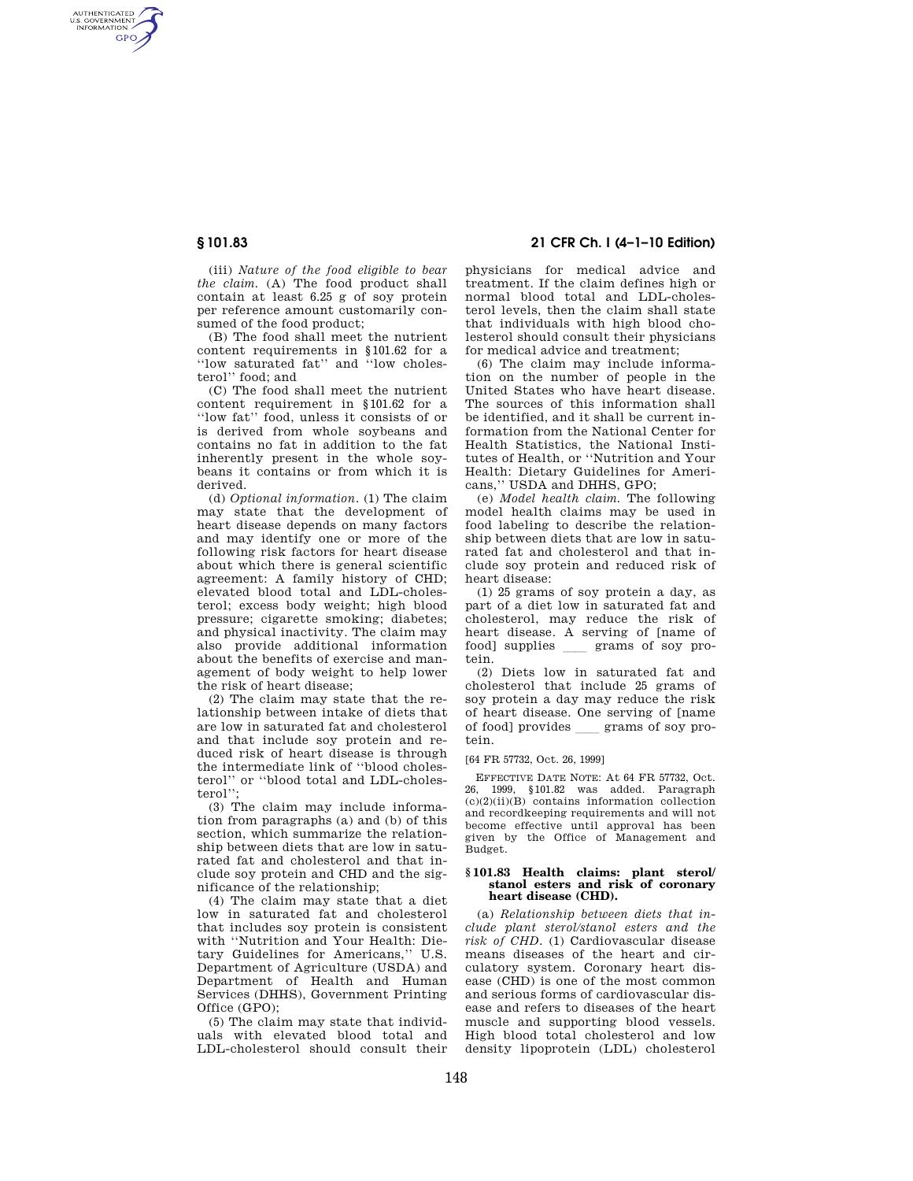(iii) *Nature of the food eligible to bear the claim.* (A) The food product shall contain at least 6.25 g of soy protein per reference amount customarily consumed of the food product;

(B) The food shall meet the nutrient content requirements in §101.62 for a ''low saturated fat'' and ''low cholesterol'' food; and

(C) The food shall meet the nutrient content requirement in §101.62 for a ''low fat'' food, unless it consists of or is derived from whole soybeans and contains no fat in addition to the fat inherently present in the whole soybeans it contains or from which it is derived.

(d) *Optional information.* (1) The claim may state that the development of heart disease depends on many factors and may identify one or more of the following risk factors for heart disease about which there is general scientific agreement: A family history of CHD; elevated blood total and LDL-cholesterol; excess body weight; high blood pressure; cigarette smoking; diabetes; and physical inactivity. The claim may also provide additional information about the benefits of exercise and management of body weight to help lower the risk of heart disease;

(2) The claim may state that the relationship between intake of diets that are low in saturated fat and cholesterol and that include soy protein and reduced risk of heart disease is through the intermediate link of ''blood cholesterol'' or ''blood total and LDL-cholesterol'';

(3) The claim may include information from paragraphs (a) and (b) of this section, which summarize the relationship between diets that are low in saturated fat and cholesterol and that include soy protein and CHD and the significance of the relationship;

(4) The claim may state that a diet low in saturated fat and cholesterol that includes soy protein is consistent with ''Nutrition and Your Health: Dietary Guidelines for Americans,'' U.S. Department of Agriculture (USDA) and Department of Health and Human Services (DHHS), Government Printing Office (GPO);

(5) The claim may state that individuals with elevated blood total and LDL-cholesterol should consult their physicians for medical advice and treatment. If the claim defines high or normal blood total and LDL-cholesterol levels, then the claim shall state that individuals with high blood cholesterol should consult their physicians for medical advice and treatment;

(6) The claim may include information on the number of people in the United States who have heart disease. The sources of this information shall be identified, and it shall be current information from the National Center for Health Statistics, the National Institutes of Health, or ''Nutrition and Your Health: Dietary Guidelines for Americans,'' USDA and DHHS, GPO;

(e) *Model health claim.* The following model health claims may be used in food labeling to describe the relationship between diets that are low in saturated fat and cholesterol and that include soy protein and reduced risk of heart disease:

(1) 25 grams of soy protein a day, as part of a diet low in saturated fat and cholesterol, may reduce the risk of heart disease. A serving of [name of food] supplies \_\_\_\_ grams of soy protein.

(2) Diets low in saturated fat and cholesterol that include 25 grams of soy protein a day may reduce the risk of heart disease. One serving of [name of food] provides \_\_\_\_ grams of soy protein.

[64 FR 57732, Oct. 26, 1999]

EFFECTIVE DATE NOTE: At 64 FR 57732, Oct. 26, 1999, §101.82 was added. Paragraph (c)(2)(ii)(B) contains information collection and recordkeeping requirements and will not become effective until approval has been given by the Office of Management and Budget.

### §101.83 Health claims: plant sterol/stanol esters and risk of coronary heart disease (CHD).

(a) *Relationship between diets that include plant sterol/stanol esters and the risk of CHD.* (1) Cardiovascular disease means diseases of the heart and circulatory system. Coronary heart disease (CHD) is one of the most common and serious forms of cardiovascular disease and refers to diseases of the heart muscle and supporting blood vessels. High blood total cholesterol and low density lipoprotein (LDL) cholesterol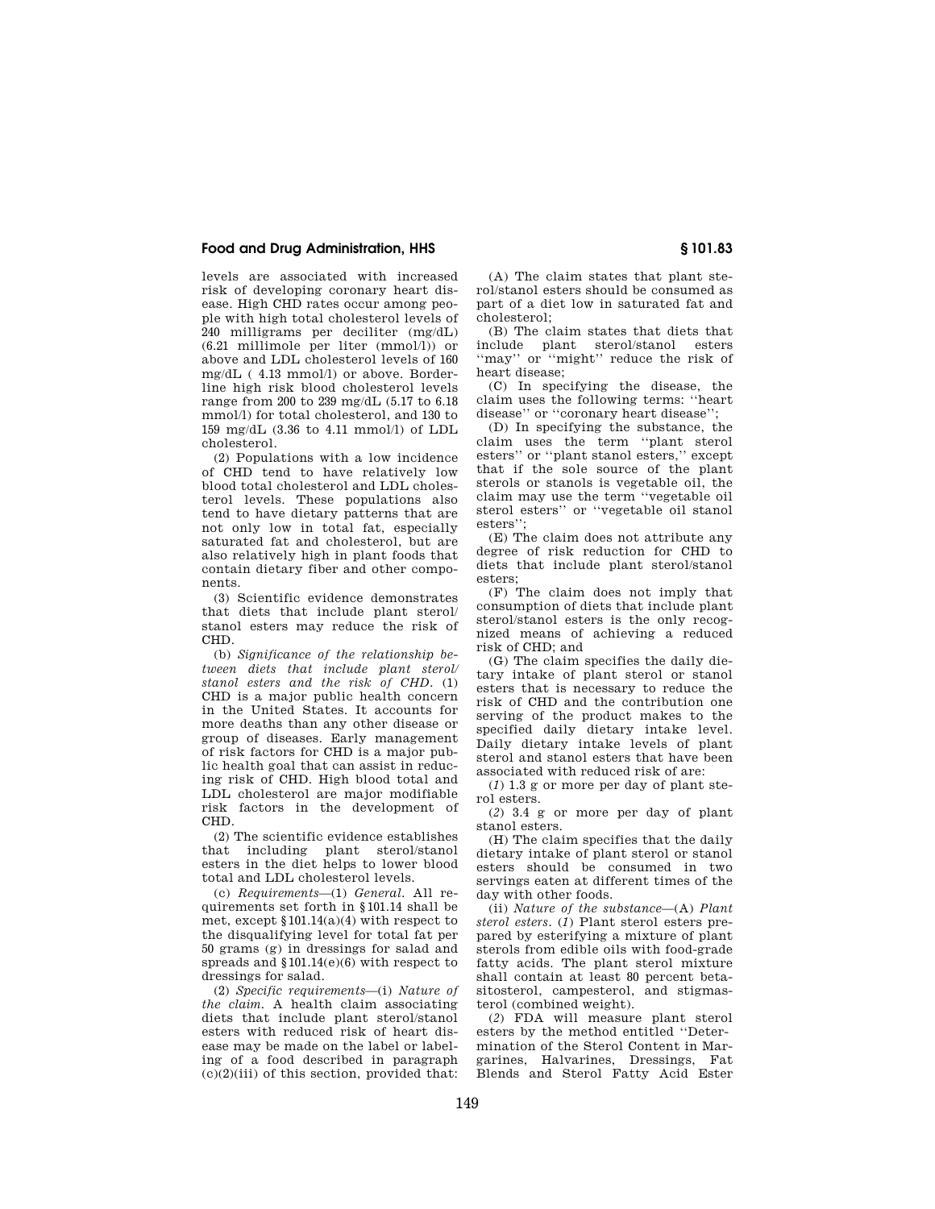levels are associated with increased risk of developing coronary heart disease. High CHD rates occur among people with high total cholesterol levels of 240 milligrams per deciliter (mg/dL) (6.21 millimole per liter (mmol/l)) or above and LDL cholesterol levels of 160 mg/dL ( 4.13 mmol/l) or above. Borderline high risk blood cholesterol levels range from 200 to 239 mg/dL (5.17 to 6.18 mmol/l) for total cholesterol, and 130 to 159 mg/dL (3.36 to 4.11 mmol/l) of LDL cholesterol.

(2) Populations with a low incidence of CHD tend to have relatively low blood total cholesterol and LDL cholesterol levels. These populations also tend to have dietary patterns that are not only low in total fat, especially saturated fat and cholesterol, but are also relatively high in plant foods that contain dietary fiber and other components.

(3) Scientific evidence demonstrates that diets that include plant sterol/stanol esters may reduce the risk of CHD.

(b) *Significance of the relationship between diets that include plant sterol/stanol esters and the risk of CHD.* (1) CHD is a major public health concern in the United States. It accounts for more deaths than any other disease or group of diseases. Early management of risk factors for CHD is a major public health goal that can assist in reducing risk of CHD. High blood total and LDL cholesterol are major modifiable risk factors in the development of CHD.

(2) The scientific evidence establishes that including plant sterol/stanol esters in the diet helps to lower blood total and LDL cholesterol levels.

(c) *Requirements*—(1) *General.* All requirements set forth in §101.14 shall be met, except §101.14(a)(4) with respect to the disqualifying level for total fat per 50 grams (g) in dressings for salad and spreads and §101.14(e)(6) with respect to dressings for salad.

(2) *Specific requirements*—(i) *Nature of the claim.* A health claim associating diets that include plant sterol/stanol esters with reduced risk of heart disease may be made on the label or labeling of a food described in paragraph (c)(2)(iii) of this section, provided that:

(A) The claim states that plant sterol/stanol esters should be consumed as part of a diet low in saturated fat and cholesterol;

(B) The claim states that diets that include plant sterol/stanol esters ''may'' or ''might'' reduce the risk of heart disease;

(C) In specifying the disease, the claim uses the following terms: ''heart disease'' or ''coronary heart disease'';

(D) In specifying the substance, the claim uses the term ''plant sterol esters'' or ''plant stanol esters,'' except that if the sole source of the plant sterols or stanols is vegetable oil, the claim may use the term ''vegetable oil sterol esters'' or ''vegetable oil stanol esters'';

(E) The claim does not attribute any degree of risk reduction for CHD to diets that include plant sterol/stanol esters;

(F) The claim does not imply that consumption of diets that include plant sterol/stanol esters is the only recognized means of achieving a reduced risk of CHD; and

(G) The claim specifies the daily dietary intake of plant sterol or stanol esters that is necessary to reduce the risk of CHD and the contribution one serving of the product makes to the specified daily dietary intake level. Daily dietary intake levels of plant sterol and stanol esters that have been associated with reduced risk of are:

(*1*) 1.3 g or more per day of plant sterol esters.

(*2*) 3.4 g or more per day of plant stanol esters.

(H) The claim specifies that the daily dietary intake of plant sterol or stanol esters should be consumed in two servings eaten at different times of the day with other foods.

(ii) *Nature of the substance*—(A) *Plant sterol esters.* (*1*) Plant sterol esters prepared by esterifying a mixture of plant sterols from edible oils with food-grade fatty acids. The plant sterol mixture shall contain at least 80 percent beta-sitosterol, campesterol, and stigmasterol (combined weight).

(*2*) FDA will measure plant sterol esters by the method entitled ''Determination of the Sterol Content in Margarines, Halvarines, Dressings, Fat Blends and Sterol Fatty Acid Ester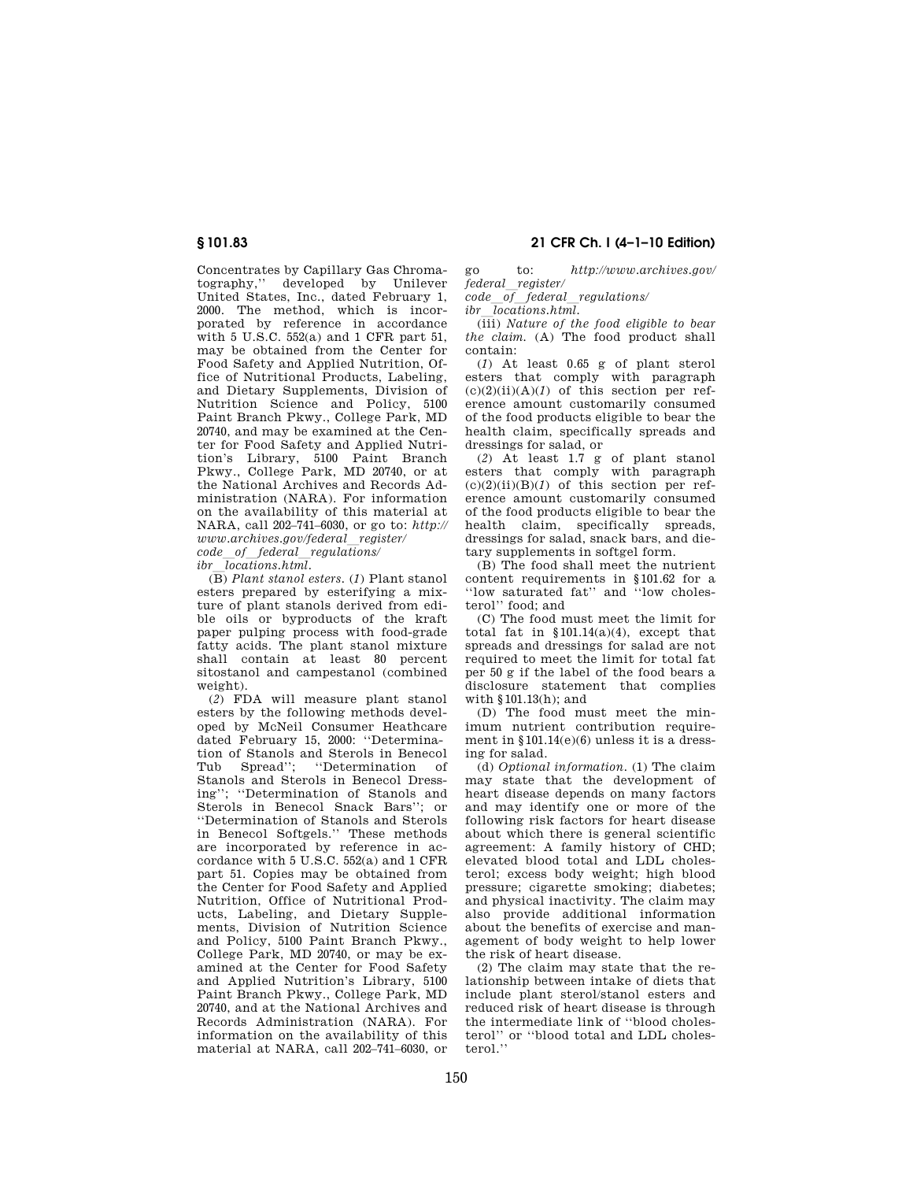Concentrates by Capillary Gas Chromatography,'' developed by Unilever United States, Inc., dated February 1, 2000. The method, which is incorporated by reference in accordance with 5 U.S.C. 552(a) and 1 CFR part 51, may be obtained from the Center for Food Safety and Applied Nutrition, Office of Nutritional Products, Labeling, and Dietary Supplements, Division of Nutrition Science and Policy, 5100 Paint Branch Pkwy., College Park, MD 20740, and may be examined at the Center for Food Safety and Applied Nutrition's Library, 5100 Paint Branch Pkwy., College Park, MD 20740, or at the National Archives and Records Administration (NARA). For information on the availability of this material at NARA, call 202–741–6030, or go to: *http://www.archives.gov/federal_register/code_of_federal_regulations/ibr_locations.html.*

(B) *Plant stanol esters.* (*1*) Plant stanol esters prepared by esterifying a mixture of plant stanols derived from edible oils or byproducts of the kraft paper pulping process with food-grade fatty acids. The plant stanol mixture shall contain at least 80 percent sitostanol and campestanol (combined weight).

(*2*) FDA will measure plant stanol esters by the following methods developed by McNeil Consumer Heathcare dated February 15, 2000: ''Determination of Stanols and Sterols in Benecol Tub Spread''; ''Determination of Stanols and Sterols in Benecol Dressing''; ''Determination of Stanols and Sterols in Benecol Snack Bars''; or ''Determination of Stanols and Sterols in Benecol Softgels.'' These methods are incorporated by reference in accordance with 5 U.S.C. 552(a) and 1 CFR part 51. Copies may be obtained from the Center for Food Safety and Applied Nutrition, Office of Nutritional Products, Labeling, and Dietary Supplements, Division of Nutrition Science and Policy, 5100 Paint Branch Pkwy., College Park, MD 20740, or may be examined at the Center for Food Safety and Applied Nutrition's Library, 5100 Paint Branch Pkwy., College Park, MD 20740, and at the National Archives and Records Administration (NARA). For information on the availability of this material at NARA, call 202–741–6030, or go to: *http://www.archives.gov/federal_register/code_of_federal_regulations/ibr_locations.html.*

(iii) *Nature of the food eligible to bear the claim.* (A) The food product shall contain:

(*1*) At least 0.65 g of plant sterol esters that comply with paragraph (c)(2)(ii)(A)(*1*) of this section per reference amount customarily consumed of the food products eligible to bear the health claim, specifically spreads and dressings for salad, or

(*2*) At least 1.7 g of plant stanol esters that comply with paragraph (c)(2)(ii)(B)(*1*) of this section per reference amount customarily consumed of the food products eligible to bear the health claim, specifically spreads, dressings for salad, snack bars, and dietary supplements in softgel form.

(B) The food shall meet the nutrient content requirements in §101.62 for a ''low saturated fat'' and ''low cholesterol'' food; and

(C) The food must meet the limit for total fat in §101.14(a)(4), except that spreads and dressings for salad are not required to meet the limit for total fat per 50 g if the label of the food bears a disclosure statement that complies with §101.13(h); and

(D) The food must meet the minimum nutrient contribution requirement in §101.14(e)(6) unless it is a dressing for salad.

(d) *Optional information.* (1) The claim may state that the development of heart disease depends on many factors and may identify one or more of the following risk factors for heart disease about which there is general scientific agreement: A family history of CHD; elevated blood total and LDL cholesterol; excess body weight; high blood pressure; cigarette smoking; diabetes; and physical inactivity. The claim may also provide additional information about the benefits of exercise and management of body weight to help lower the risk of heart disease.

(2) The claim may state that the relationship between intake of diets that include plant sterol/stanol esters and reduced risk of heart disease is through the intermediate link of ''blood cholesterol'' or ''blood total and LDL cholesterol.''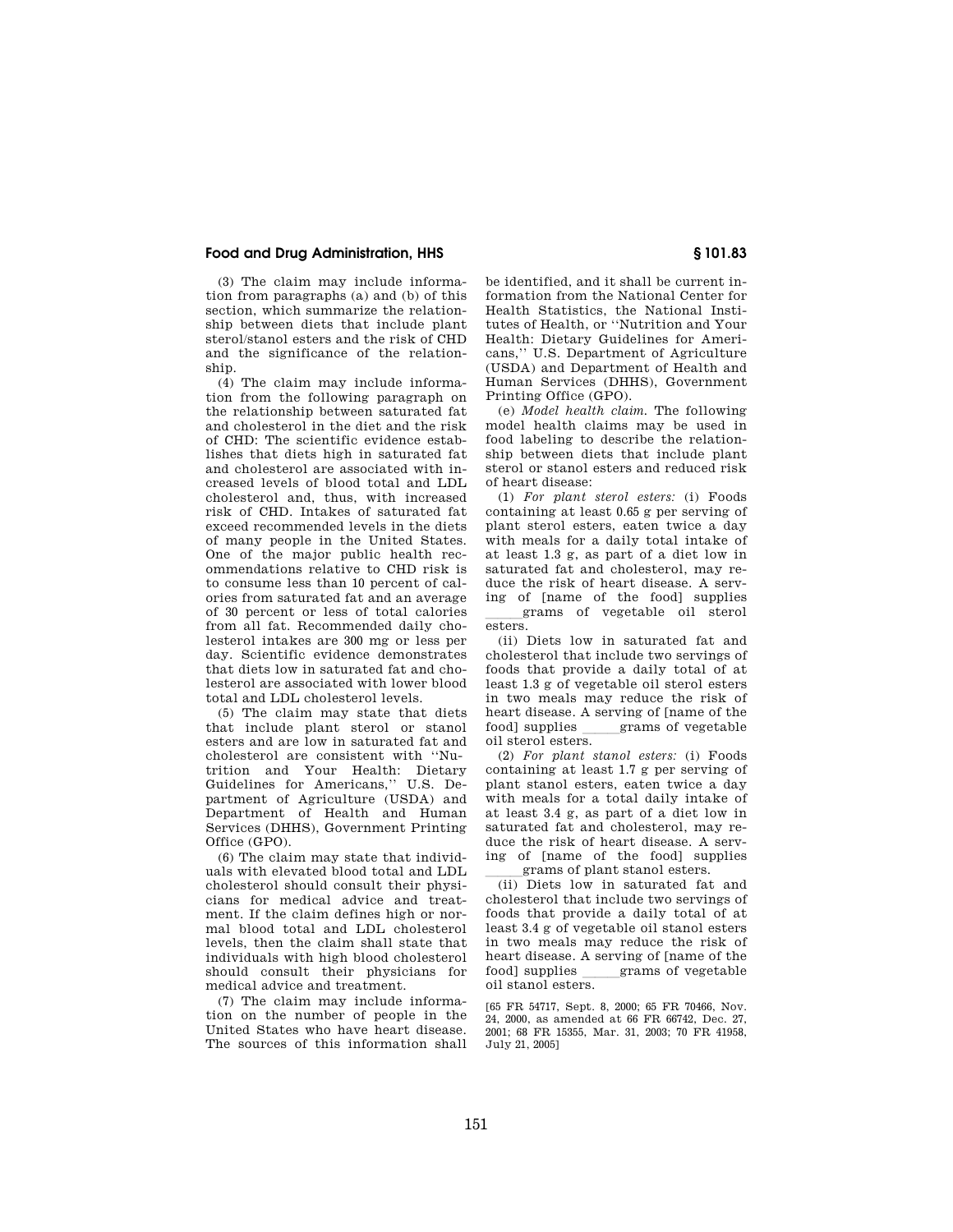(3) The claim may include information from paragraphs (a) and (b) of this section, which summarize the relationship between diets that include plant sterol/stanol esters and the risk of CHD and the significance of the relationship.

(4) The claim may include information from the following paragraph on the relationship between saturated fat and cholesterol in the diet and the risk of CHD: The scientific evidence establishes that diets high in saturated fat and cholesterol are associated with increased levels of blood total and LDL cholesterol and, thus, with increased risk of CHD. Intakes of saturated fat exceed recommended levels in the diets of many people in the United States. One of the major public health recommendations relative to CHD risk is to consume less than 10 percent of calories from saturated fat and an average of 30 percent or less of total calories from all fat. Recommended daily cholesterol intakes are 300 mg or less per day. Scientific evidence demonstrates that diets low in saturated fat and cholesterol are associated with lower blood total and LDL cholesterol levels.

(5) The claim may state that diets that include plant sterol or stanol esters and are low in saturated fat and cholesterol are consistent with ''Nutrition and Your Health: Dietary Guidelines for Americans,'' U.S. Department of Agriculture (USDA) and Department of Health and Human Services (DHHS), Government Printing Office (GPO).

(6) The claim may state that individuals with elevated blood total and LDL cholesterol should consult their physicians for medical advice and treatment. If the claim defines high or normal blood total and LDL cholesterol levels, then the claim shall state that individuals with high blood cholesterol should consult their physicians for medical advice and treatment.

(7) The claim may include information on the number of people in the United States who have heart disease. The sources of this information shall be identified, and it shall be current information from the National Center for Health Statistics, the National Institutes of Health, or ''Nutrition and Your Health: Dietary Guidelines for Americans,'' U.S. Department of Agriculture (USDA) and Department of Health and Human Services (DHHS), Government Printing Office (GPO).

(e) *Model health claim.* The following model health claims may be used in food labeling to describe the relationship between diets that include plant sterol or stanol esters and reduced risk of heart disease:

(1) *For plant sterol esters:* (i) Foods containing at least 0.65 g per serving of plant sterol esters, eaten twice a day with meals for a daily total intake of at least 1.3 g, as part of a diet low in saturated fat and cholesterol, may reduce the risk of heart disease. A serving of [name of the food] supplies _____grams of vegetable oil sterol esters.

(ii) Diets low in saturated fat and cholesterol that include two servings of foods that provide a daily total of at least 1.3 g of vegetable oil sterol esters in two meals may reduce the risk of heart disease. A serving of [name of the food] supplies _____grams of vegetable oil sterol esters.

(2) *For plant stanol esters:* (i) Foods containing at least 1.7 g per serving of plant stanol esters, eaten twice a day with meals for a total daily intake of at least 3.4 g, as part of a diet low in saturated fat and cholesterol, may reduce the risk of heart disease. A serving of [name of the food] supplies _____grams of plant stanol esters.

(ii) Diets low in saturated fat and cholesterol that include two servings of foods that provide a daily total of at least 3.4 g of vegetable oil stanol esters in two meals may reduce the risk of heart disease. A serving of [name of the food] supplies _____grams of vegetable oil stanol esters.

[65 FR 54717, Sept. 8, 2000; 65 FR 70466, Nov. 24, 2000, as amended at 66 FR 66742, Dec. 27, 2001; 68 FR 15355, Mar. 31, 2003; 70 FR 41958, July 21, 2005]